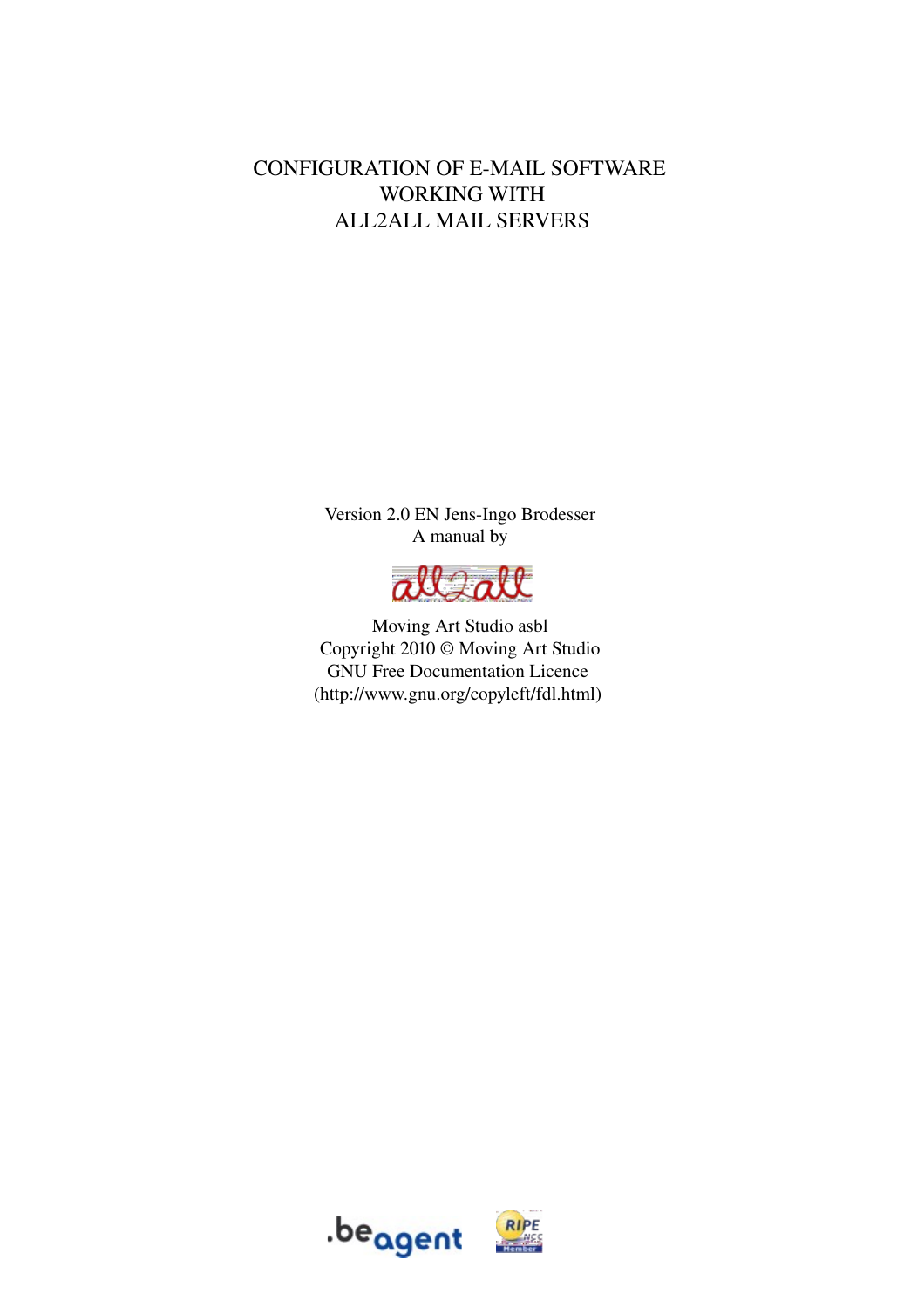# CONFIGURATION OF E-MAIL SOFTWARE WORKING WITH ALL2ALL MAIL SERVERS

Version 2.0 EN Jens-Ingo Brodesser
A manual by

Moving Art Studio asbl
Copyright 2010 © Moving Art Studio
GNU Free Documentation Licence
(http://www.gnu.org/copyleft/fdl.html)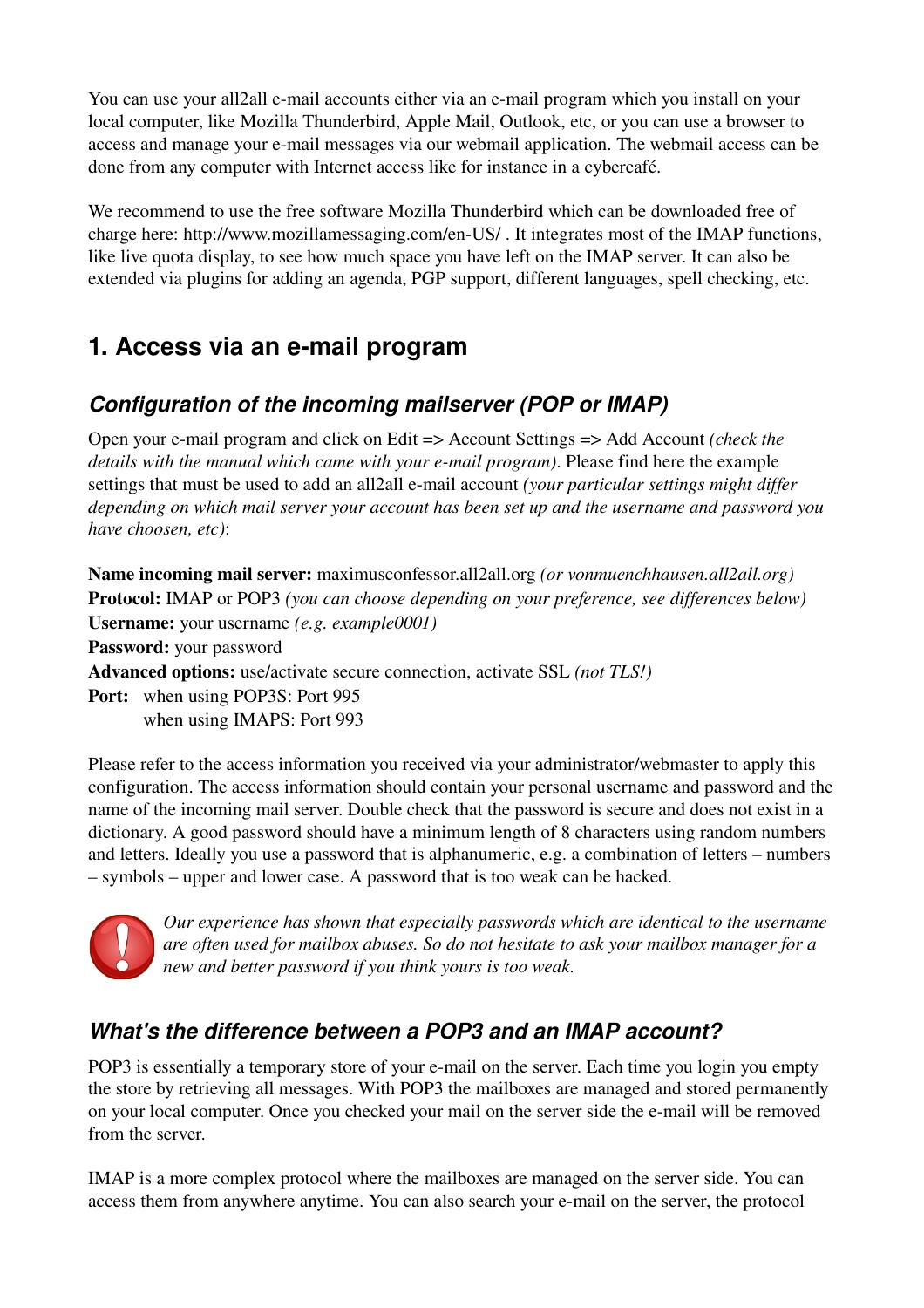You can use your all2all e-mail accounts either via an e-mail program which you install on your local computer, like Mozilla Thunderbird, Apple Mail, Outlook, etc, or you can use a browser to access and manage your e-mail messages via our webmail application. The webmail access can be done from any computer with Internet access like for instance in a cybercafé.

We recommend to use the free software Mozilla Thunderbird which can be downloaded free of charge here: http://www.mozillamessaging.com/en-US/ . It integrates most of the IMAP functions, like live quota display, to see how much space you have left on the IMAP server. It can also be extended via plugins for adding an agenda, PGP support, different languages, spell checking, etc.

## 1. Access via an e-mail program

### *Configuration of the incoming mailserver (POP or IMAP)*

Open your e-mail program and click on Edit => Account Settings => Add Account *(check the details with the manual which came with your e-mail program)*. Please find here the example settings that must be used to add an all2all e-mail account *(your particular settings might differ depending on which mail server your account has been set up and the username and password you have choosen, etc)*:

**Name incoming mail server:** maximusconfessor.all2all.org *(or vonmuenchhausen.all2all.org)*
**Protocol:** IMAP or POP3 *(you can choose depending on your preference, see differences below)*
**Username:** your username *(e.g. example0001)*
**Password:** your password
**Advanced options:** use/activate secure connection, activate SSL *(not TLS!)*
**Port:** when using POP3S: Port 995
when using IMAPS: Port 993

Please refer to the access information you received via your administrator/webmaster to apply this configuration. The access information should contain your personal username and password and the name of the incoming mail server. Double check that the password is secure and does not exist in a dictionary. A good password should have a minimum length of 8 characters using random numbers and letters. Ideally you use a password that is alphanumeric, e.g. a combination of letters – numbers – symbols – upper and lower case. A password that is too weak can be hacked.

*Our experience has shown that especially passwords which are identical to the username are often used for mailbox abuses. So do not hesitate to ask your mailbox manager for a new and better password if you think yours is too weak.*

### *What's the difference between a POP3 and an IMAP account?*

POP3 is essentially a temporary store of your e-mail on the server. Each time you login you empty the store by retrieving all messages. With POP3 the mailboxes are managed and stored permanently on your local computer. Once you checked your mail on the server side the e-mail will be removed from the server.

IMAP is a more complex protocol where the mailboxes are managed on the server side. You can access them from anywhere anytime. You can also search your e-mail on the server, the protocol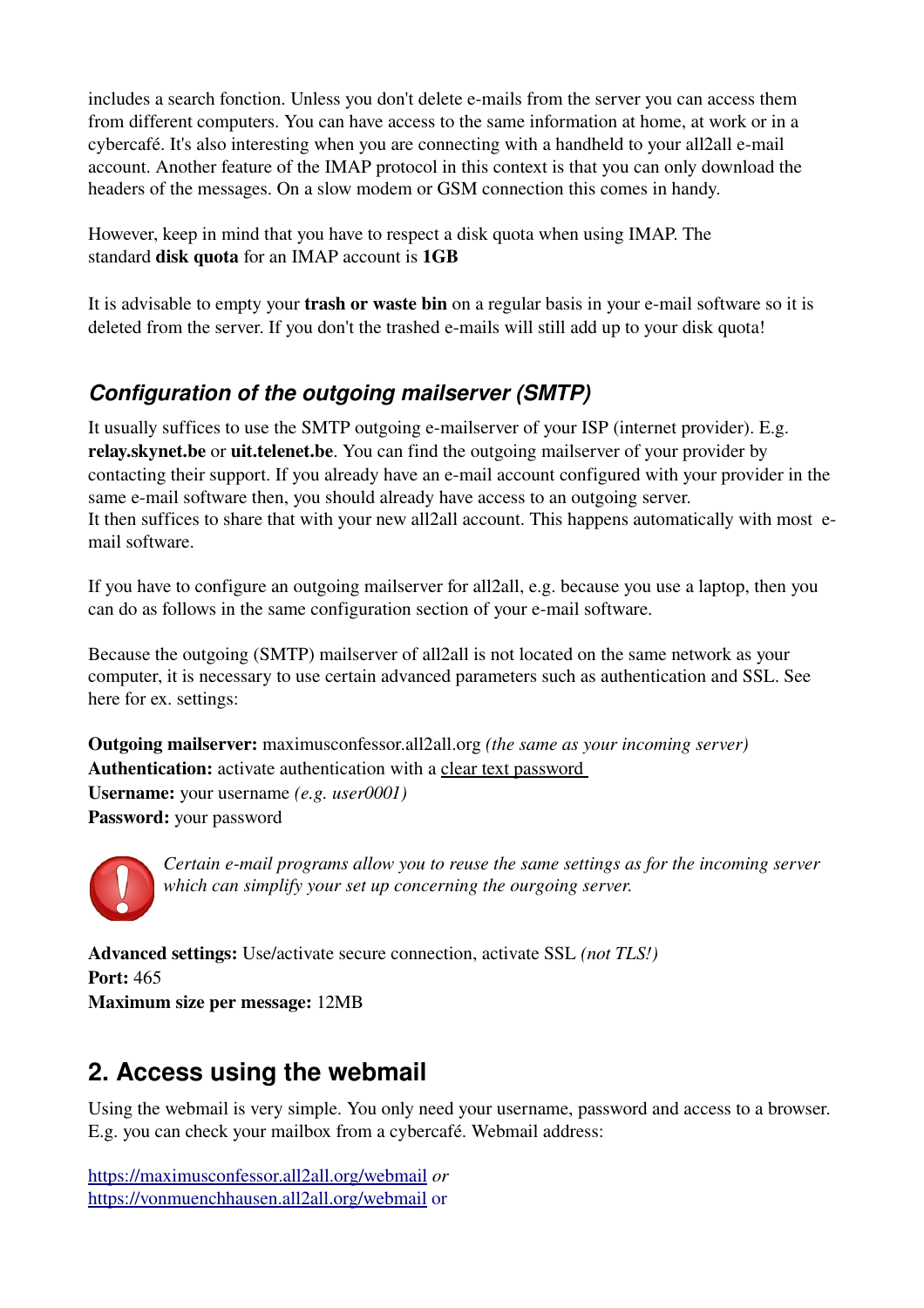includes a search fonction. Unless you don't delete e-mails from the server you can access them from different computers. You can have access to the same information at home, at work or in a cybercafé. It's also interesting when you are connecting with a handheld to your all2all e-mail account. Another feature of the IMAP protocol in this context is that you can only download the headers of the messages. On a slow modem or GSM connection this comes in handy.

However, keep in mind that you have to respect a disk quota when using IMAP. The standard **disk quota** for an IMAP account is **1GB**

It is advisable to empty your **trash or waste bin** on a regular basis in your e-mail software so it is deleted from the server. If you don't the trashed e-mails will still add up to your disk quota!

### *Configuration of the outgoing mailserver (SMTP)*

It usually suffices to use the SMTP outgoing e-mailserver of your ISP (internet provider). E.g. **relay.skynet.be** or **uit.telenet.be**. You can find the outgoing mailserver of your provider by contacting their support. If you already have an e-mail account configured with your provider in the same e-mail software then, you should already have access to an outgoing server.
It then suffices to share that with your new all2all account. This happens automatically with most e-mail software.

If you have to configure an outgoing mailserver for all2all, e.g. because you use a laptop, then you can do as follows in the same configuration section of your e-mail software.

Because the outgoing (SMTP) mailserver of all2all is not located on the same network as your computer, it is necessary to use certain advanced parameters such as authentication and SSL. See here for ex. settings:

**Outgoing mailserver:** maximusconfessor.all2all.org *(the same as your incoming server)*
**Authentication:** activate authentication with a clear text password
**Username:** your username *(e.g. user0001)*
**Password:** your password

*Certain e-mail programs allow you to reuse the same settings as for the incoming server which can simplify your set up concerning the ourgoing server.*

**Advanced settings:** Use/activate secure connection, activate SSL *(not TLS!)*
**Port:** 465
**Maximum size per message:** 12MB

## 2. Access using the webmail

Using the webmail is very simple. You only need your username, password and access to a browser. E.g. you can check your mailbox from a cybercafé. Webmail address:

https://maximusconfessor.all2all.org/webmail *or*
https://vonmuenchhausen.all2all.org/webmail or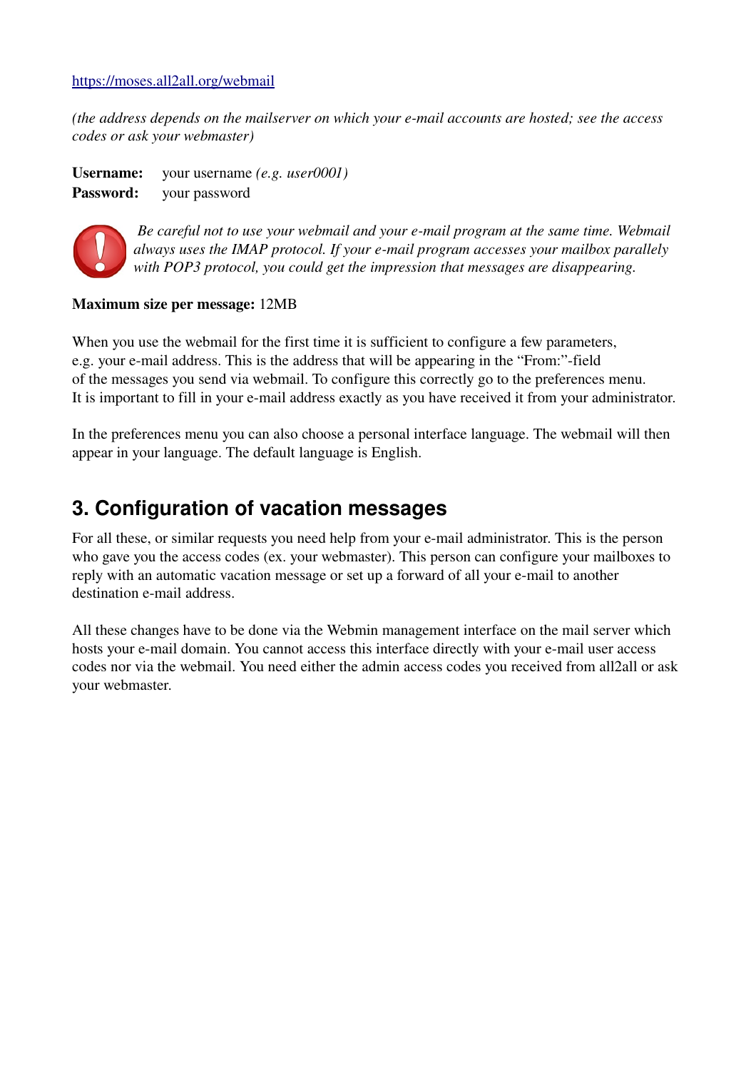https://moses.all2all.org/webmail

*(the address depends on the mailserver on which your e-mail accounts are hosted; see the access codes or ask your webmaster)*

**Username:** your username *(e.g. user0001)*
**Password:** your password

*Be careful not to use your webmail and your e-mail program at the same time. Webmail always uses the IMAP protocol. If your e-mail program accesses your mailbox parallely with POP3 protocol, you could get the impression that messages are disappearing.*

**Maximum size per message:** 12MB

When you use the webmail for the first time it is sufficient to configure a few parameters, e.g. your e-mail address. This is the address that will be appearing in the "From:"-field of the messages you send via webmail. To configure this correctly go to the preferences menu. It is important to fill in your e-mail address exactly as you have received it from your administrator.

In the preferences menu you can also choose a personal interface language. The webmail will then appear in your language. The default language is English.

## 3. Configuration of vacation messages

For all these, or similar requests you need help from your e-mail administrator. This is the person who gave you the access codes (ex. your webmaster). This person can configure your mailboxes to reply with an automatic vacation message or set up a forward of all your e-mail to another destination e-mail address.

All these changes have to be done via the Webmin management interface on the mail server which hosts your e-mail domain. You cannot access this interface directly with your e-mail user access codes nor via the webmail. You need either the admin access codes you received from all2all or ask your webmaster.